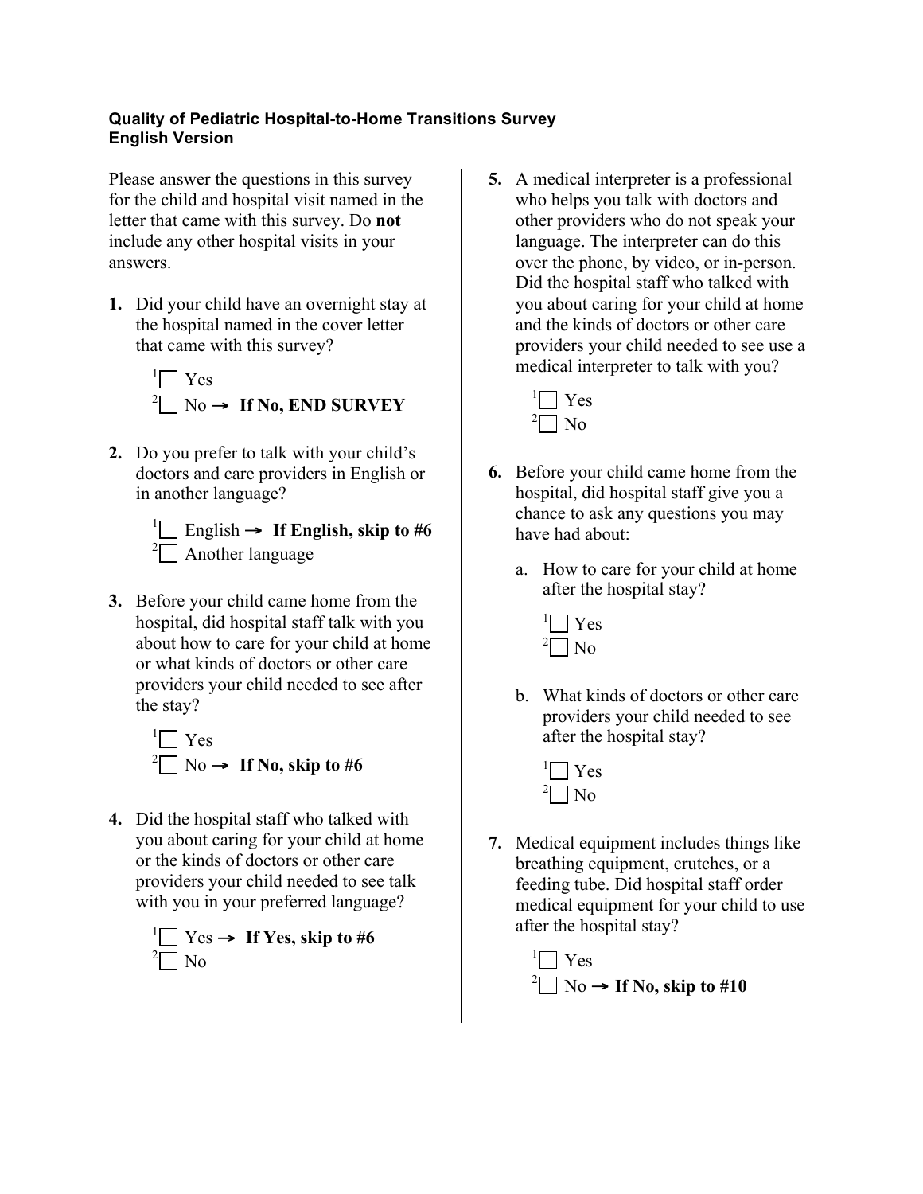**Quality of Pediatric Hospital-to-Home Transitions Survey**
**English Version**

Please answer the questions in this survey for the child and hospital visit named in the letter that came with this survey. Do **not** include any other hospital visits in your answers.

**1.** Did your child have an overnight stay at the hospital named in the cover letter that came with this survey?

- [1] ☐ Yes
- [2] ☐ No → **If No, END SURVEY**

**2.** Do you prefer to talk with your child's doctors and care providers in English or in another language?

- [1] ☐ English → **If English, skip to #6**
- [2] ☐ Another language

**3.** Before your child came home from the hospital, did hospital staff talk with you about how to care for your child at home or what kinds of doctors or other care providers your child needed to see after the stay?

- [1] ☐ Yes
- [2] ☐ No → **If No, skip to #6**

**4.** Did the hospital staff who talked with you about caring for your child at home or the kinds of doctors or other care providers your child needed to see talk with you in your preferred language?

- [1] ☐ Yes → **If Yes, skip to #6**
- [2] ☐ No

**5.** A medical interpreter is a professional who helps you talk with doctors and other providers who do not speak your language. The interpreter can do this over the phone, by video, or in-person. Did the hospital staff who talked with you about caring for your child at home and the kinds of doctors or other care providers your child needed to see use a medical interpreter to talk with you?

- [1] ☐ Yes
- [2] ☐ No

**6.** Before your child came home from the hospital, did hospital staff give you a chance to ask any questions you may have had about:

a. How to care for your child at home after the hospital stay?

- [1] ☐ Yes
- [2] ☐ No

b. What kinds of doctors or other care providers your child needed to see after the hospital stay?

- [1] ☐ Yes
- [2] ☐ No

**7.** Medical equipment includes things like breathing equipment, crutches, or a feeding tube. Did hospital staff order medical equipment for your child to use after the hospital stay?

- [1] ☐ Yes
- [2] ☐ No → **If No, skip to #10**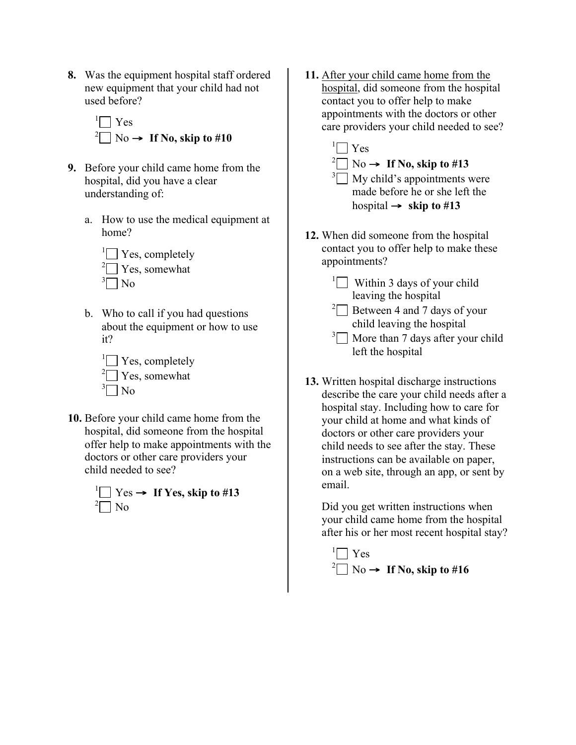**8.** Was the equipment hospital staff ordered new equipment that your child had not used before?

- [1] ☐ Yes
- [2] ☐ No → **If No, skip to #10**

**9.** Before your child came home from the hospital, did you have a clear understanding of:

a. How to use the medical equipment at home?

- [1] ☐ Yes, completely
- [2] ☐ Yes, somewhat
- [3] ☐ No

b. Who to call if you had questions about the equipment or how to use it?

- [1] ☐ Yes, completely
- [2] ☐ Yes, somewhat
- [3] ☐ No

**10.** Before your child came home from the hospital, did someone from the hospital offer help to make appointments with the doctors or other care providers your child needed to see?

- [1] ☐ Yes → **If Yes, skip to #13**
- [2] ☐ No

**11.** After your child came home from the hospital, did someone from the hospital contact you to offer help to make appointments with the doctors or other care providers your child needed to see?

- [1] ☐ Yes
- [2] ☐ No → **If No, skip to #13**
- [3] ☐ My child's appointments were made before he or she left the hospital → **skip to #13**

**12.** When did someone from the hospital contact you to offer help to make these appointments?

- [1] ☐ Within 3 days of your child leaving the hospital
- [2] ☐ Between 4 and 7 days of your child leaving the hospital
- [3] ☐ More than 7 days after your child left the hospital

**13.** Written hospital discharge instructions describe the care your child needs after a hospital stay. Including how to care for your child at home and what kinds of doctors or other care providers your child needs to see after the stay. These instructions can be available on paper, on a web site, through an app, or sent by email.

Did you get written instructions when your child came home from the hospital after his or her most recent hospital stay?

- [1] ☐ Yes
- [2] ☐ No → **If No, skip to #16**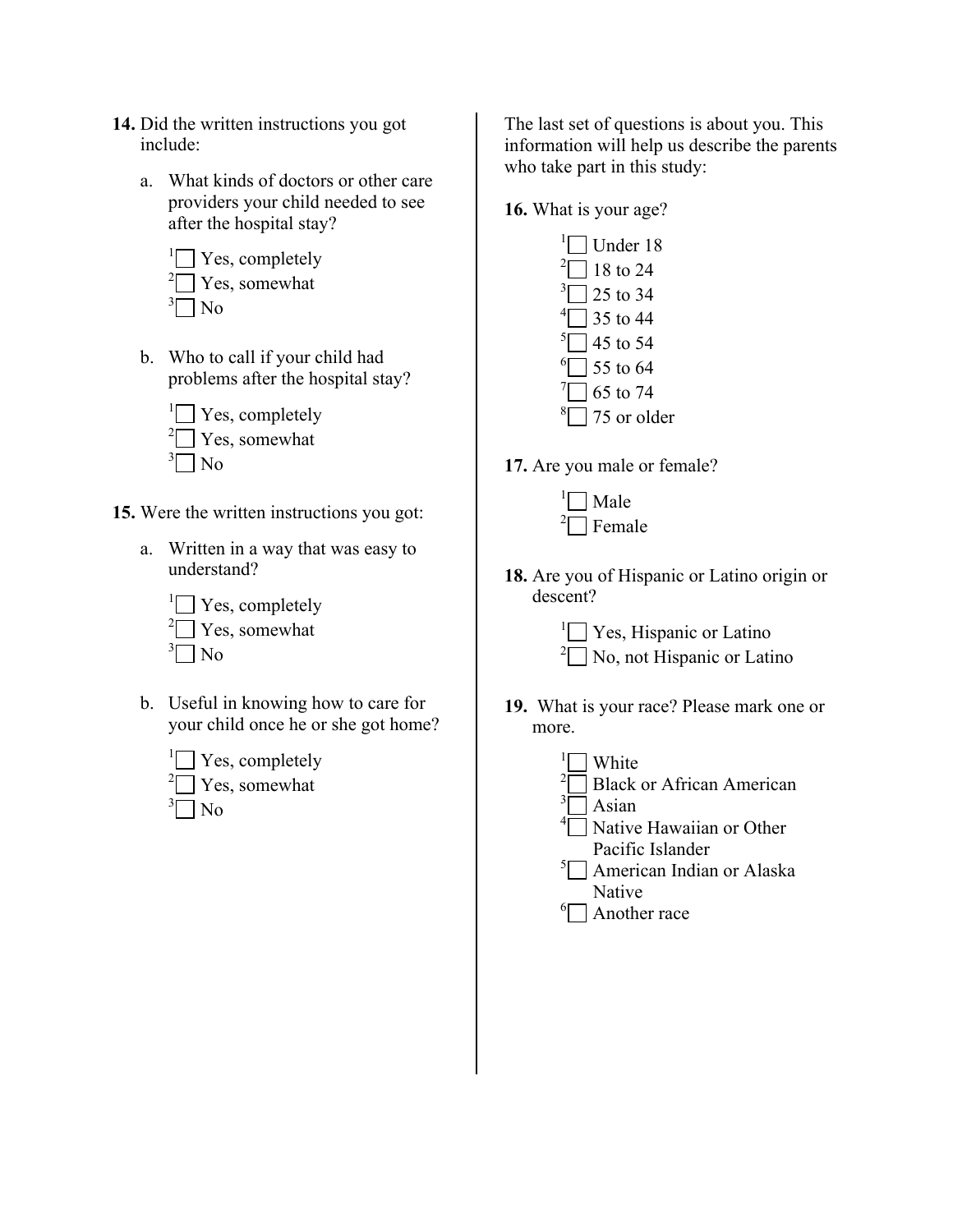**14.** Did the written instructions you got include:

a. What kinds of doctors or other care providers your child needed to see after the hospital stay?

- [1] ☐ Yes, completely
- [2] ☐ Yes, somewhat
- [3] ☐ No

b. Who to call if your child had problems after the hospital stay?

- [1] ☐ Yes, completely
- [2] ☐ Yes, somewhat
- [3] ☐ No

**15.** Were the written instructions you got:

a. Written in a way that was easy to understand?

- [1] ☐ Yes, completely
- [2] ☐ Yes, somewhat
- [3] ☐ No

b. Useful in knowing how to care for your child once he or she got home?

- [1] ☐ Yes, completely
- [2] ☐ Yes, somewhat
- [3] ☐ No

The last set of questions is about you. This information will help us describe the parents who take part in this study:

**16.** What is your age?

- [1] ☐ Under 18
- [2] ☐ 18 to 24
- [3] ☐ 25 to 34
- [4] ☐ 35 to 44
- [5] ☐ 45 to 54
- [6] ☐ 55 to 64
- [7] ☐ 65 to 74
- [8] ☐ 75 or older

**17.** Are you male or female?

- [1] ☐ Male
- [2] ☐ Female

**18.** Are you of Hispanic or Latino origin or descent?

- [1] ☐ Yes, Hispanic or Latino
- [2] ☐ No, not Hispanic or Latino

**19.** What is your race? Please mark one or more.

- [1] ☐ White
- [2] ☐ Black or African American
- [3] ☐ Asian
- [4] ☐ Native Hawaiian or Other Pacific Islander
- [5] ☐ American Indian or Alaska Native
- [6] ☐ Another race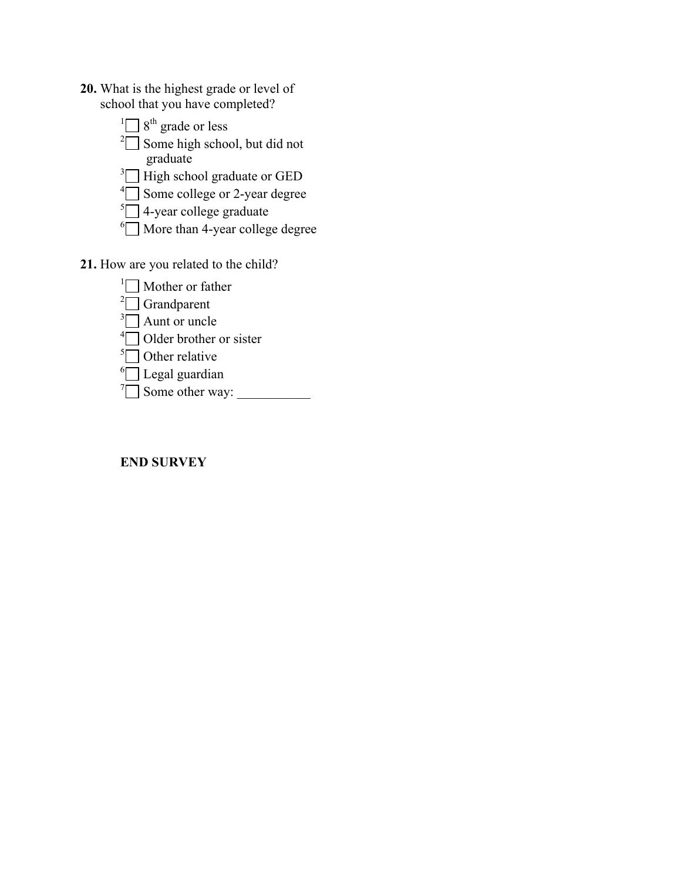**20.** What is the highest grade or level of school that you have completed?

- [1] ☐ 8th grade or less
- [2] ☐ Some high school, but did not graduate
- [3] ☐ High school graduate or GED
- [4] ☐ Some college or 2-year degree
- [5] ☐ 4-year college graduate
- [6] ☐ More than 4-year college degree

**21.** How are you related to the child?

- [1] ☐ Mother or father
- [2] ☐ Grandparent
- [3] ☐ Aunt or uncle
- [4] ☐ Older brother or sister
- [5] ☐ Other relative
- [6] ☐ Legal guardian
- [7] ☐ Some other way: ___________

**END SURVEY**